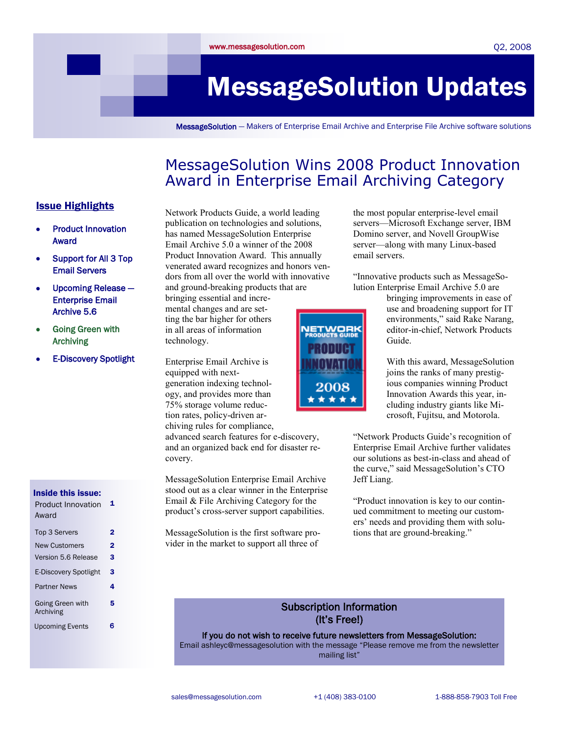www.messagesolution.com

Q2, 2008

# MessageSolution Updates

**MessageSolution** — Makers of Enterprise Email Archive and Enterprise File Archive software solutions

## Issue Highlights

- Product Innovation Award
- Support for All 3 Top Email Servers
- Upcoming Release — Enterprise Email Archive 5.6
- Going Green with Archiving
- E-Discovery Spotlight

**Inside this issue:**

| | |
|---|---|
| Product Innovation Award | 1 |
| Top 3 Servers | 2 |
| New Customers | 2 |
| Version 5.6 Release | 3 |
| E-Discovery Spotlight | 3 |
| Partner News | 4 |
| Going Green with Archiving | 5 |
| Upcoming Events | 6 |

## MessageSolution Wins 2008 Product Innovation Award in Enterprise Email Archiving Category

Network Products Guide, a world leading publication on technologies and solutions, has named MessageSolution Enterprise Email Archive 5.0 a winner of the 2008 Product Innovation Award. This annually venerated award recognizes and honors vendors from all over the world with innovative and ground-breaking products that are bringing essential and incremental changes and are setting the bar higher for others in all areas of information technology.

Enterprise Email Archive is equipped with next-generation indexing technology, and provides more than 75% storage volume reduction rates, policy-driven archiving rules for compliance, advanced search features for e-discovery, and an organized back end for disaster recovery.

MessageSolution Enterprise Email Archive stood out as a clear winner in the Enterprise Email & File Archiving Category for the product's cross-server support capabilities.

MessageSolution is the first software provider in the market to support all three of the most popular enterprise-level email servers—Microsoft Exchange server, IBM Domino server, and Novell GroupWise server—along with many Linux-based email servers.

"Innovative products such as MessageSolution Enterprise Email Archive 5.0 are bringing improvements in ease of use and broadening support for IT environments," said Rake Narang, editor-in-chief, Network Products Guide.

With this award, MessageSolution joins the ranks of many prestigious companies winning Product Innovation Awards this year, including industry giants like Microsoft, Fujitsu, and Motorola.

"Network Products Guide's recognition of Enterprise Email Archive further validates our solutions as best-in-class and ahead of the curve," said MessageSolution's CTO Jeff Liang.

"Product innovation is key to our continued commitment to meeting our customers' needs and providing them with solutions that are ground-breaking."

### Subscription Information (It's Free!)

**If you do not wish to receive future newsletters from MessageSolution:**
Email ashleyc@messagesolution with the message "Please remove me from the newsletter mailing list"

sales@messagesolution.com | +1 (408) 383-0100 | 1-888-858-7903 Toll Free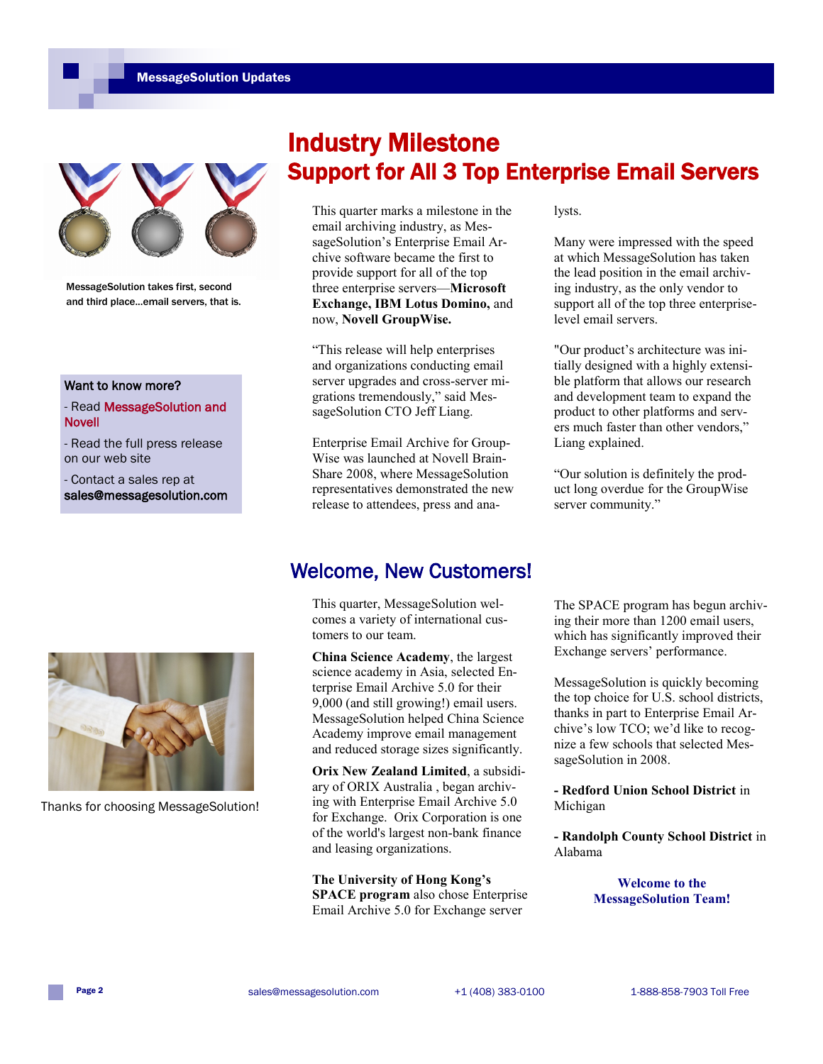MessageSolution takes first, second and third place...email servers, that is.

# Industry Milestone

## Support for All 3 Top Enterprise Email Servers

This quarter marks a milestone in the email archiving industry, as MessageSolution's Enterprise Email Archive software became the first to provide support for all of the top three enterprise servers—**Microsoft Exchange, IBM Lotus Domino,** and now, **Novell GroupWise.**

"This release will help enterprises and organizations conducting email server upgrades and cross-server migrations tremendously," said MessageSolution CTO Jeff Liang.

Enterprise Email Archive for GroupWise was launched at Novell BrainShare 2008, where MessageSolution representatives demonstrated the new release to attendees, press and analysts.

Many were impressed with the speed at which MessageSolution has taken the lead position in the email archiving industry, as the only vendor to support all of the top three enterprise-level email servers.

"Our product's architecture was initially designed with a highly extensible platform that allows our research and development team to expand the product to other platforms and servers much faster than other vendors," Liang explained.

"Our solution is definitely the product long overdue for the GroupWise server community."

**Want to know more?**

- Read MessageSolution and Novell
- Read the full press release on our web site
- Contact a sales rep at **sales@messagesolution.com**

## Welcome, New Customers!

This quarter, MessageSolution welcomes a variety of international customers to our team.

**China Science Academy**, the largest science academy in Asia, selected Enterprise Email Archive 5.0 for their 9,000 (and still growing!) email users. MessageSolution helped China Science Academy improve email management and reduced storage sizes significantly.

**Orix New Zealand Limited**, a subsidiary of ORIX Australia , began archiving with Enterprise Email Archive 5.0 for Exchange. Orix Corporation is one of the world's largest non-bank finance and leasing organizations.

**The University of Hong Kong's SPACE program** also chose Enterprise Email Archive 5.0 for Exchange server

The SPACE program has begun archiving their more than 1200 email users, which has significantly improved their Exchange servers' performance.

MessageSolution is quickly becoming the top choice for U.S. school districts, thanks in part to Enterprise Email Archive's low TCO; we'd like to recognize a few schools that selected MessageSolution in 2008.

**- Redford Union School District** in Michigan

**- Randolph County School District** in Alabama

**Welcome to the MessageSolution Team!**

Thanks for choosing MessageSolution!

sales@messagesolution.com +1 (408) 383-0100 1-888-858-7903 Toll Free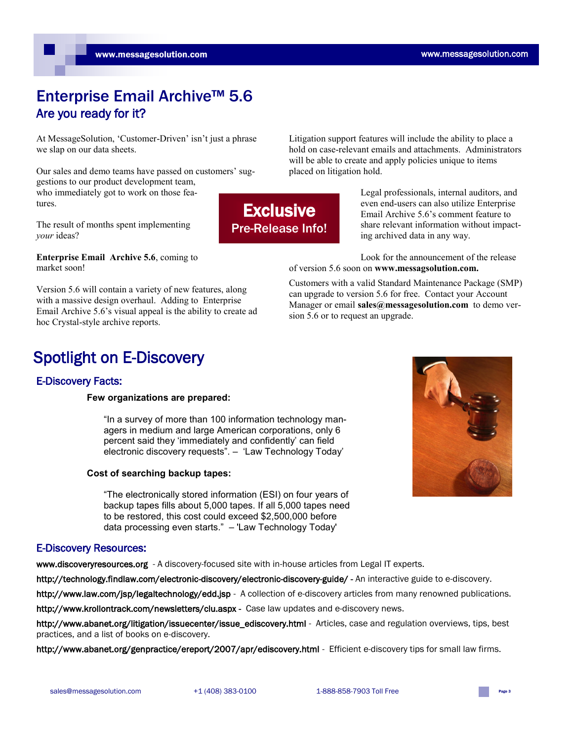# Enterprise Email Archive™ 5.6

## Are you ready for it?

At MessageSolution, 'Customer-Driven' isn't just a phrase we slap on our data sheets.

Our sales and demo teams have passed on customers' suggestions to our product development team, who immediately got to work on those features.

The result of months spent implementing *your* ideas?

**Enterprise Email Archive 5.6**, coming to market soon!

Version 5.6 will contain a variety of new features, along with a massive design overhaul. Adding to Enterprise Email Archive 5.6's visual appeal is the ability to create ad hoc Crystal-style archive reports.

**Exclusive**
**Pre-Release Info!**

Litigation support features will include the ability to place a hold on case-relevant emails and attachments. Administrators will be able to create and apply policies unique to items placed on litigation hold.

Legal professionals, internal auditors, and even end-users can also utilize Enterprise Email Archive 5.6's comment feature to share relevant information without impacting archived data in any way.

Look for the announcement of the release of version 5.6 soon on **www.messagsolution.com.**

Customers with a valid Standard Maintenance Package (SMP) can upgrade to version 5.6 for free. Contact your Account Manager or email **sales@messagesolution.com** to demo version 5.6 or to request an upgrade.

# Spotlight on E-Discovery

## E-Discovery Facts:

**Few organizations are prepared:**

"In a survey of more than 100 information technology managers in medium and large American corporations, only 6 percent said they 'immediately and confidently' can field electronic discovery requests". – 'Law Technology Today'

**Cost of searching backup tapes:**

"The electronically stored information (ESI) on four years of backup tapes fills about 5,000 tapes. If all 5,000 tapes need to be restored, this cost could exceed $2,500,000 before data processing even starts." – 'Law Technology Today'

## E-Discovery Resources:

www.discoveryresources.org - A discovery-focused site with in-house articles from Legal IT experts.

http://technology.findlaw.com/electronic-discovery/electronic-discovery-guide/ - An interactive guide to e-discovery.

http://www.law.com/jsp/legaltechnology/edd.jsp - A collection of e-discovery articles from many renowned publications.

http://www.krollontrack.com/newsletters/clu.aspx - Case law updates and e-discovery news.

http://www.abanet.org/litigation/issuecenter/issue_ediscovery.html - Articles, case and regulation overviews, tips, best practices, and a list of books on e-discovery.

http://www.abanet.org/genpractice/ereport/2007/apr/ediscovery.html - Efficient e-discovery tips for small law firms.

sales@messagesolution.com +1 (408) 383-0100 1-888-858-7903 Toll Free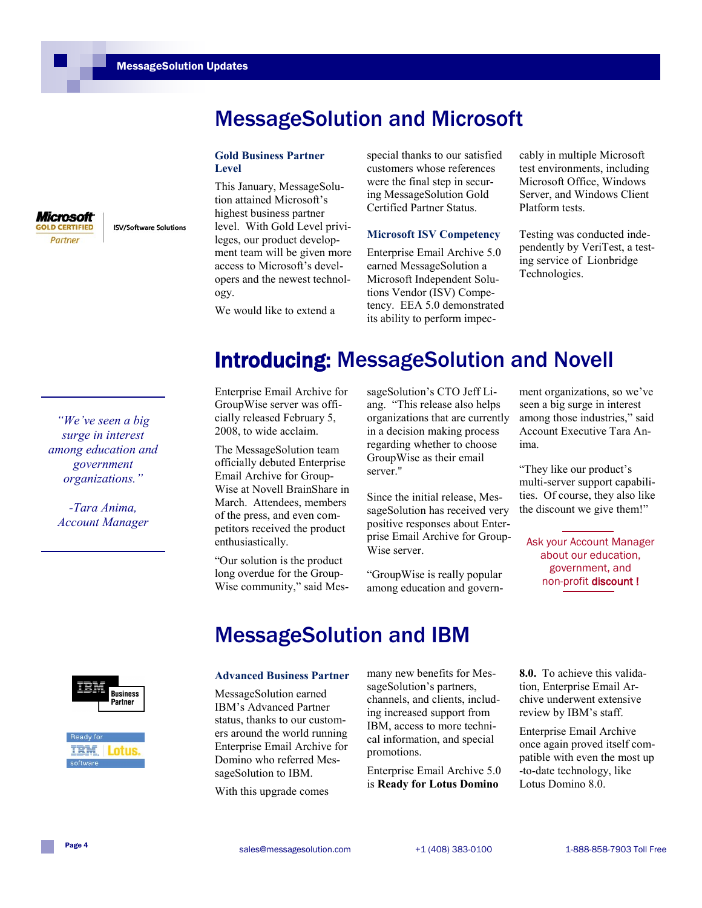# MessageSolution and Microsoft

### Gold Business Partner Level

This January, MessageSolution attained Microsoft's highest business partner level. With Gold Level privileges, our product development team will be given more access to Microsoft's developers and the newest technology.

We would like to extend a special thanks to our satisfied customers whose references were the final step in securing MessageSolution Gold Certified Partner Status.

### Microsoft ISV Competency

Enterprise Email Archive 5.0 earned MessageSolution a Microsoft Independent Solutions Vendor (ISV) Competency. EEA 5.0 demonstrated its ability to perform impeccably in multiple Microsoft test environments, including Microsoft Office, Windows Server, and Windows Client Platform tests.

Testing was conducted independently by VeriTest, a testing service of Lionbridge Technologies.

Microsoft GOLD CERTIFIED Partner — ISV/Software Solutions

# **Introducing:** MessageSolution and Novell

> *"We've seen a big surge in interest among education and government organizations."*
>
> *-Tara Anima, Account Manager*

Enterprise Email Archive for GroupWise server was officially released February 5, 2008, to wide acclaim.

The MessageSolution team officially debuted Enterprise Email Archive for GroupWise at Novell BrainShare in March. Attendees, members of the press, and even competitors received the product enthusiastically.

"Our solution is the product long overdue for the GroupWise community," said MessageSolution's CTO Jeff Liang. "This release also helps organizations that are currently in a decision making process regarding whether to choose GroupWise as their email server."

Since the initial release, MessageSolution has received very positive responses about Enterprise Email Archive for GroupWise server.

"GroupWise is really popular among education and government organizations, so we've seen a big surge in interest among those industries," said Account Executive Tara Anima.

"They like our product's multi-server support capabilities. Of course, they also like the discount we give them!"

Ask your Account Manager about our education, government, and non-profit **discount !**

# MessageSolution and IBM

### Advanced Business Partner

MessageSolution earned IBM's Advanced Partner status, thanks to our customers around the world running Enterprise Email Archive for Domino who referred MessageSolution to IBM.

With this upgrade comes many new benefits for MessageSolution's partners, channels, and clients, including increased support from IBM, access to more technical information, and special promotions.

Enterprise Email Archive 5.0 is **Ready for Lotus Domino 8.0.** To achieve this validation, Enterprise Email Archive underwent extensive review by IBM's staff.

Enterprise Email Archive once again proved itself compatible with even the most up-to-date technology, like Lotus Domino 8.0.

IBM Business Partner

Ready for IBM Lotus software

sales@messagesolution.com | +1 (408) 383-0100 | 1-888-858-7903 Toll Free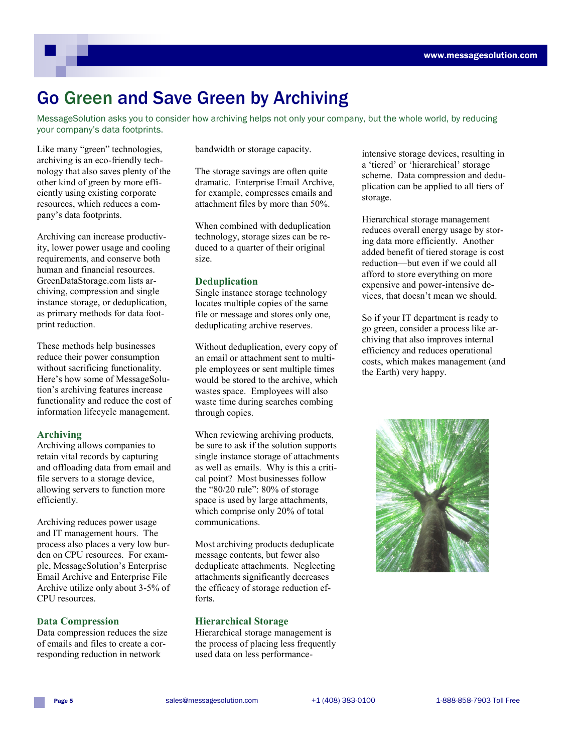# Go Green and Save Green by Archiving

MessageSolution asks you to consider how archiving helps not only your company, but the whole world, by reducing your company's data footprints.

Like many "green" technologies, archiving is an eco-friendly technology that also saves plenty of the other kind of green by more efficiently using existing corporate resources, which reduces a company's data footprints.

Archiving can increase productivity, lower power usage and cooling requirements, and conserve both human and financial resources. GreenDataStorage.com lists archiving, compression and single instance storage, or deduplication, as primary methods for data footprint reduction.

These methods help businesses reduce their power consumption without sacrificing functionality. Here's how some of MessageSolution's archiving features increase functionality and reduce the cost of information lifecycle management.

### Archiving

Archiving allows companies to retain vital records by capturing and offloading data from email and file servers to a storage device, allowing servers to function more efficiently.

Archiving reduces power usage and IT management hours. The process also places a very low burden on CPU resources. For example, MessageSolution's Enterprise Email Archive and Enterprise File Archive utilize only about 3-5% of CPU resources.

### Data Compression

Data compression reduces the size of emails and files to create a corresponding reduction in network bandwidth or storage capacity.

The storage savings are often quite dramatic. Enterprise Email Archive, for example, compresses emails and attachment files by more than 50%.

When combined with deduplication technology, storage sizes can be reduced to a quarter of their original size.

### Deduplication

Single instance storage technology locates multiple copies of the same file or message and stores only one, deduplicating archive reserves.

Without deduplication, every copy of an email or attachment sent to multiple employees or sent multiple times would be stored to the archive, which wastes space. Employees will also waste time during searches combing through copies.

When reviewing archiving products, be sure to ask if the solution supports single instance storage of attachments as well as emails. Why is this a critical point? Most businesses follow the "80/20 rule": 80% of storage space is used by large attachments, which comprise only 20% of total communications.

Most archiving products deduplicate message contents, but fewer also deduplicate attachments. Neglecting attachments significantly decreases the efficacy of storage reduction efforts.

### Hierarchical Storage

Hierarchical storage management is the process of placing less frequently used data on less performance-intensive storage devices, resulting in a 'tiered' or 'hierarchical' storage scheme. Data compression and deduplication can be applied to all tiers of storage.

Hierarchical storage management reduces overall energy usage by storing data more efficiently. Another added benefit of tiered storage is cost reduction—but even if we could all afford to store everything on more expensive and power-intensive devices, that doesn't mean we should.

So if your IT department is ready to go green, consider a process like archiving that also improves internal efficiency and reduces operational costs, which makes management (and the Earth) very happy.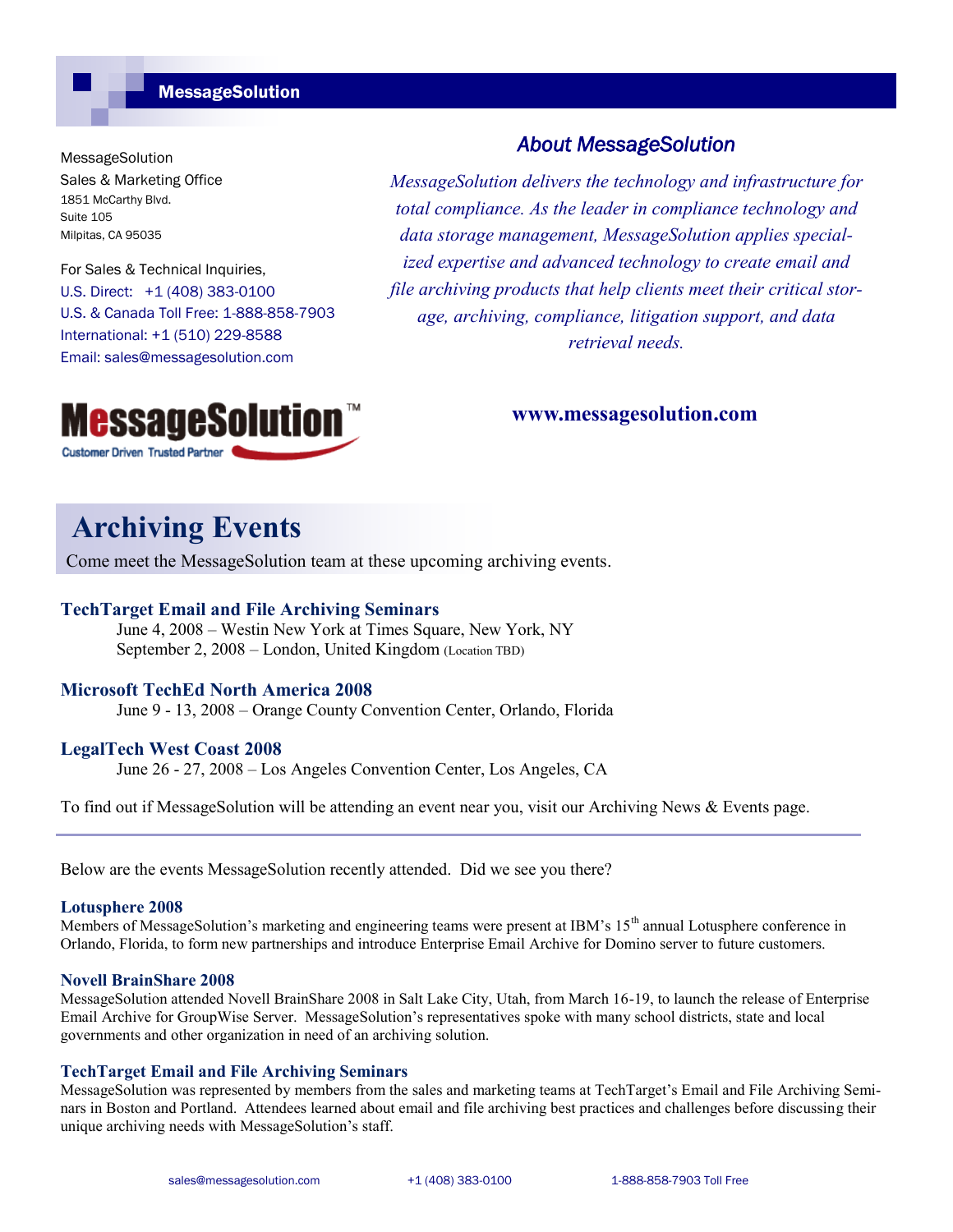MessageSolution

MessageSolution
Sales & Marketing Office
1851 McCarthy Blvd.
Suite 105
Milpitas, CA 95035

For Sales & Technical Inquiries,
U.S. Direct: +1 (408) 383-0100
U.S. & Canada Toll Free: 1-888-858-7903
International: +1 (510) 229-8588
Email: sales@messagesolution.com

MessageSolution™
Customer Driven Trusted Partner

## *About MessageSolution*

*MessageSolution delivers the technology and infrastructure for total compliance. As the leader in compliance technology and data storage management, MessageSolution applies specialized expertise and advanced technology to create email and file archiving products that help clients meet their critical storage, archiving, compliance, litigation support, and data retrieval needs.*

**www.messagesolution.com**

# Archiving Events

Come meet the MessageSolution team at these upcoming archiving events.

### TechTarget Email and File Archiving Seminars

June 4, 2008 – Westin New York at Times Square, New York, NY
September 2, 2008 – London, United Kingdom (Location TBD)

### Microsoft TechEd North America 2008

June 9 - 13, 2008 – Orange County Convention Center, Orlando, Florida

### LegalTech West Coast 2008

June 26 - 27, 2008 – Los Angeles Convention Center, Los Angeles, CA

To find out if MessageSolution will be attending an event near you, visit our Archiving News & Events page.

---

Below are the events MessageSolution recently attended. Did we see you there?

### Lotusphere 2008

Members of MessageSolution's marketing and engineering teams were present at IBM's 15th annual Lotusphere conference in Orlando, Florida, to form new partnerships and introduce Enterprise Email Archive for Domino server to future customers.

### Novell BrainShare 2008

MessageSolution attended Novell BrainShare 2008 in Salt Lake City, Utah, from March 16-19, to launch the release of Enterprise Email Archive for GroupWise Server. MessageSolution's representatives spoke with many school districts, state and local governments and other organization in need of an archiving solution.

### TechTarget Email and File Archiving Seminars

MessageSolution was represented by members from the sales and marketing teams at TechTarget's Email and File Archiving Seminars in Boston and Portland. Attendees learned about email and file archiving best practices and challenges before discussing their unique archiving needs with MessageSolution's staff.